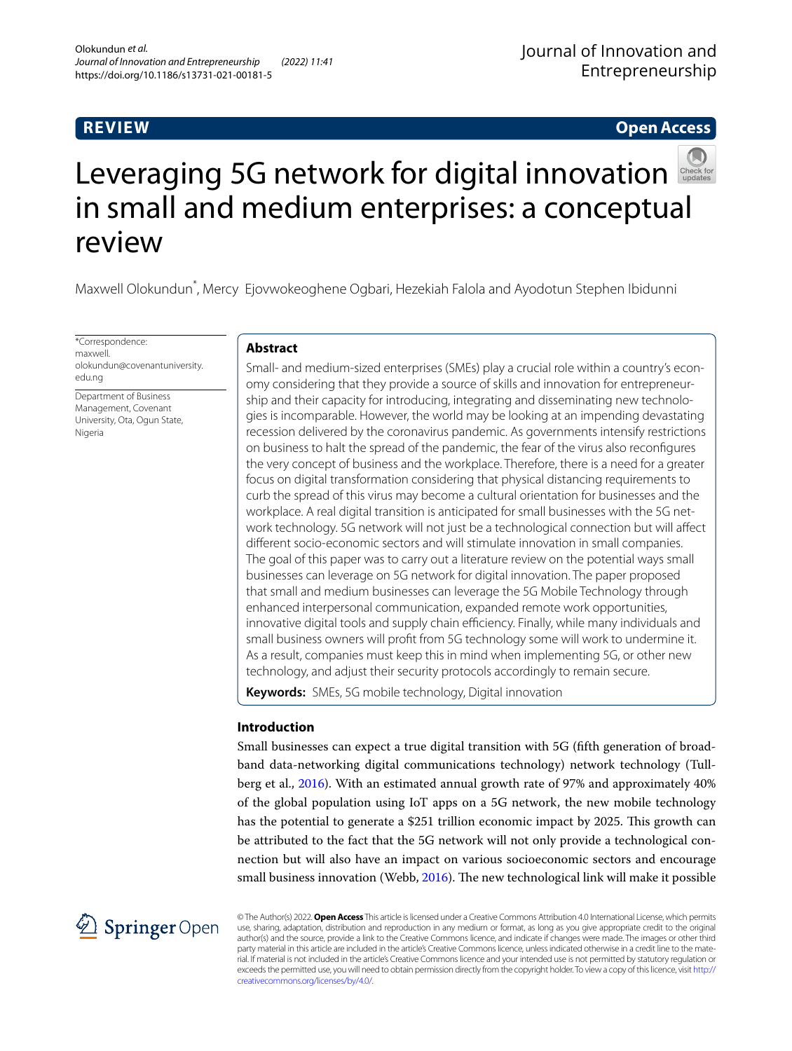REVIEW

Open Access

# Leveraging 5G network for digital innovation in small and medium enterprises: a conceptual review

Maxwell Olokundun*, Mercy Ejovwokeoghene Ogbari, Hezekiah Falola and Ayodotun Stephen Ibidunni

*Correspondence: maxwell.olokundun@covenantuniversity.edu.ng

Department of Business Management, Covenant University, Ota, Ogun State, Nigeria

## Abstract

Small- and medium-sized enterprises (SMEs) play a crucial role within a country's economy considering that they provide a source of skills and innovation for entrepreneurship and their capacity for introducing, integrating and disseminating new technologies is incomparable. However, the world may be looking at an impending devastating recession delivered by the coronavirus pandemic. As governments intensify restrictions on business to halt the spread of the pandemic, the fear of the virus also reconfigures the very concept of business and the workplace. Therefore, there is a need for a greater focus on digital transformation considering that physical distancing requirements to curb the spread of this virus may become a cultural orientation for businesses and the workplace. A real digital transition is anticipated for small businesses with the 5G network technology. 5G network will not just be a technological connection but will affect different socio-economic sectors and will stimulate innovation in small companies. The goal of this paper was to carry out a literature review on the potential ways small businesses can leverage on 5G network for digital innovation. The paper proposed that small and medium businesses can leverage the 5G Mobile Technology through enhanced interpersonal communication, expanded remote work opportunities, innovative digital tools and supply chain efficiency. Finally, while many individuals and small business owners will profit from 5G technology some will work to undermine it. As a result, companies must keep this in mind when implementing 5G, or other new technology, and adjust their security protocols accordingly to remain secure.

**Keywords:** SMEs, 5G mobile technology, Digital innovation

## Introduction

Small businesses can expect a true digital transition with 5G (fifth generation of broadband data-networking digital communications technology) network technology (Tullberg et al., 2016). With an estimated annual growth rate of 97% and approximately 40% of the global population using IoT apps on a 5G network, the new mobile technology has the potential to generate a $251 trillion economic impact by 2025. This growth can be attributed to the fact that the 5G network will not only provide a technological connection but will also have an impact on various socioeconomic sectors and encourage small business innovation (Webb, 2016). The new technological link will make it possible

© The Author(s) 2022. **Open Access** This article is licensed under a Creative Commons Attribution 4.0 International License, which permits use, sharing, adaptation, distribution and reproduction in any medium or format, as long as you give appropriate credit to the original author(s) and the source, provide a link to the Creative Commons licence, and indicate if changes were made. The images or other third party material in this article are included in the article's Creative Commons licence, unless indicated otherwise in a credit line to the material. If material is not included in the article's Creative Commons licence and your intended use is not permitted by statutory regulation or exceeds the permitted use, you will need to obtain permission directly from the copyright holder. To view a copy of this licence, visit http://creativecommons.org/licenses/by/4.0/.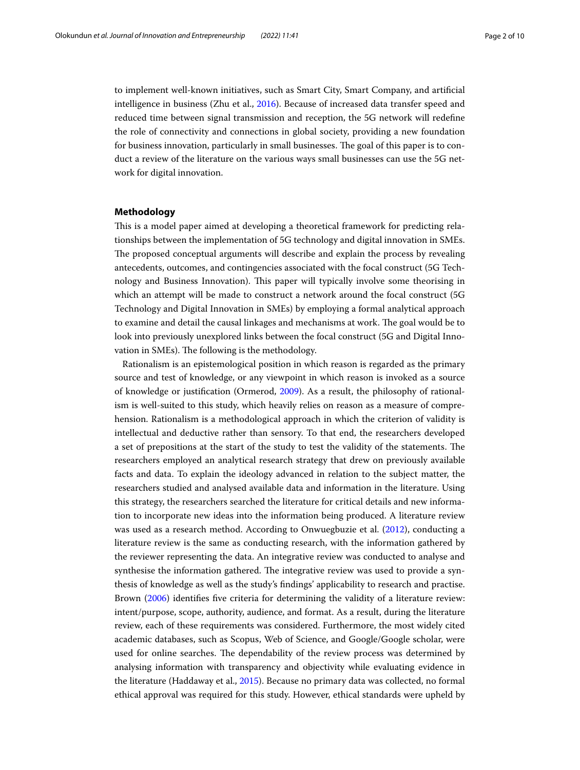to implement well-known initiatives, such as Smart City, Smart Company, and artificial intelligence in business (Zhu et al., 2016). Because of increased data transfer speed and reduced time between signal transmission and reception, the 5G network will redefine the role of connectivity and connections in global society, providing a new foundation for business innovation, particularly in small businesses. The goal of this paper is to conduct a review of the literature on the various ways small businesses can use the 5G network for digital innovation.

## Methodology

This is a model paper aimed at developing a theoretical framework for predicting relationships between the implementation of 5G technology and digital innovation in SMEs. The proposed conceptual arguments will describe and explain the process by revealing antecedents, outcomes, and contingencies associated with the focal construct (5G Technology and Business Innovation). This paper will typically involve some theorising in which an attempt will be made to construct a network around the focal construct (5G Technology and Digital Innovation in SMEs) by employing a formal analytical approach to examine and detail the causal linkages and mechanisms at work. The goal would be to look into previously unexplored links between the focal construct (5G and Digital Innovation in SMEs). The following is the methodology.

Rationalism is an epistemological position in which reason is regarded as the primary source and test of knowledge, or any viewpoint in which reason is invoked as a source of knowledge or justification (Ormerod, 2009). As a result, the philosophy of rationalism is well-suited to this study, which heavily relies on reason as a measure of comprehension. Rationalism is a methodological approach in which the criterion of validity is intellectual and deductive rather than sensory. To that end, the researchers developed a set of prepositions at the start of the study to test the validity of the statements. The researchers employed an analytical research strategy that drew on previously available facts and data. To explain the ideology advanced in relation to the subject matter, the researchers studied and analysed available data and information in the literature. Using this strategy, the researchers searched the literature for critical details and new information to incorporate new ideas into the information being produced. A literature review was used as a research method. According to Onwuegbuzie et al. (2012), conducting a literature review is the same as conducting research, with the information gathered by the reviewer representing the data. An integrative review was conducted to analyse and synthesise the information gathered. The integrative review was used to provide a synthesis of knowledge as well as the study's findings' applicability to research and practise. Brown (2006) identifies five criteria for determining the validity of a literature review: intent/purpose, scope, authority, audience, and format. As a result, during the literature review, each of these requirements was considered. Furthermore, the most widely cited academic databases, such as Scopus, Web of Science, and Google/Google scholar, were used for online searches. The dependability of the review process was determined by analysing information with transparency and objectivity while evaluating evidence in the literature (Haddaway et al., 2015). Because no primary data was collected, no formal ethical approval was required for this study. However, ethical standards were upheld by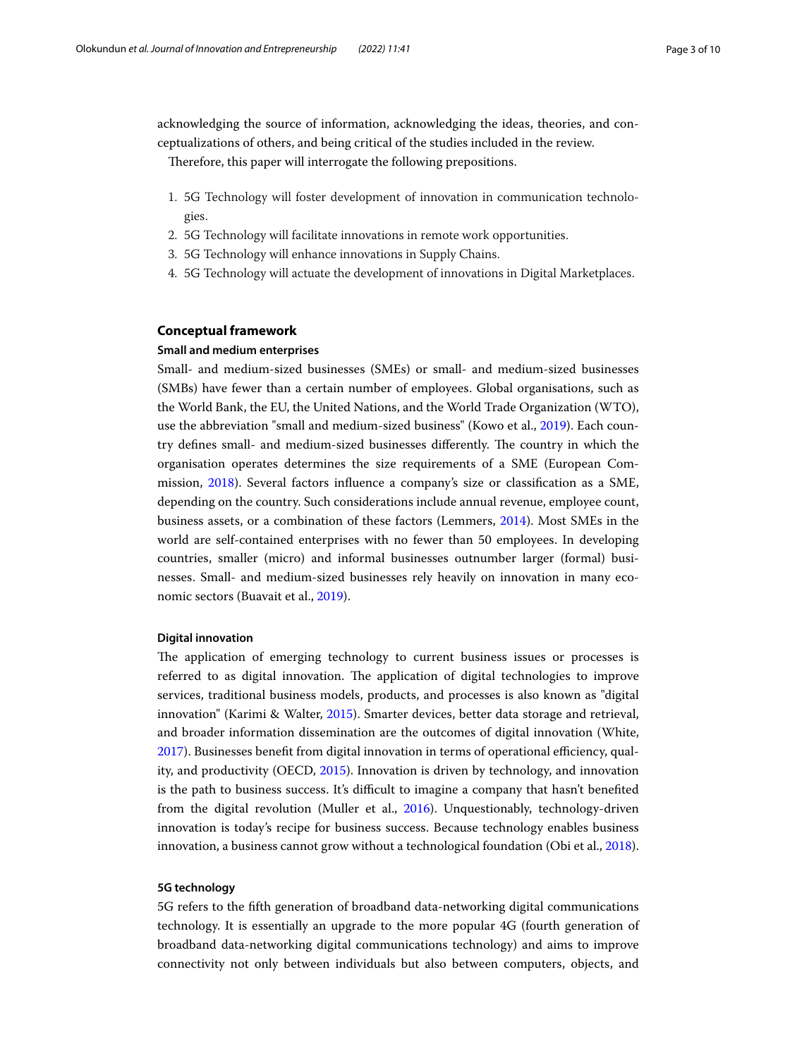acknowledging the source of information, acknowledging the ideas, theories, and conceptualizations of others, and being critical of the studies included in the review.

Therefore, this paper will interrogate the following prepositions.

1. 5G Technology will foster development of innovation in communication technologies.
2. 5G Technology will facilitate innovations in remote work opportunities.
3. 5G Technology will enhance innovations in Supply Chains.
4. 5G Technology will actuate the development of innovations in Digital Marketplaces.

## Conceptual framework

### Small and medium enterprises

Small- and medium-sized businesses (SMEs) or small- and medium-sized businesses (SMBs) have fewer than a certain number of employees. Global organisations, such as the World Bank, the EU, the United Nations, and the World Trade Organization (WTO), use the abbreviation "small and medium-sized business" (Kowo et al., 2019). Each country defines small- and medium-sized businesses differently. The country in which the organisation operates determines the size requirements of a SME (European Commission, 2018). Several factors influence a company's size or classification as a SME, depending on the country. Such considerations include annual revenue, employee count, business assets, or a combination of these factors (Lemmers, 2014). Most SMEs in the world are self-contained enterprises with no fewer than 50 employees. In developing countries, smaller (micro) and informal businesses outnumber larger (formal) businesses. Small- and medium-sized businesses rely heavily on innovation in many economic sectors (Buavait et al., 2019).

### Digital innovation

The application of emerging technology to current business issues or processes is referred to as digital innovation. The application of digital technologies to improve services, traditional business models, products, and processes is also known as "digital innovation" (Karimi & Walter, 2015). Smarter devices, better data storage and retrieval, and broader information dissemination are the outcomes of digital innovation (White, 2017). Businesses benefit from digital innovation in terms of operational efficiency, quality, and productivity (OECD, 2015). Innovation is driven by technology, and innovation is the path to business success. It's difficult to imagine a company that hasn't benefited from the digital revolution (Muller et al., 2016). Unquestionably, technology-driven innovation is today's recipe for business success. Because technology enables business innovation, a business cannot grow without a technological foundation (Obi et al., 2018).

### 5G technology

5G refers to the fifth generation of broadband data-networking digital communications technology. It is essentially an upgrade to the more popular 4G (fourth generation of broadband data-networking digital communications technology) and aims to improve connectivity not only between individuals but also between computers, objects, and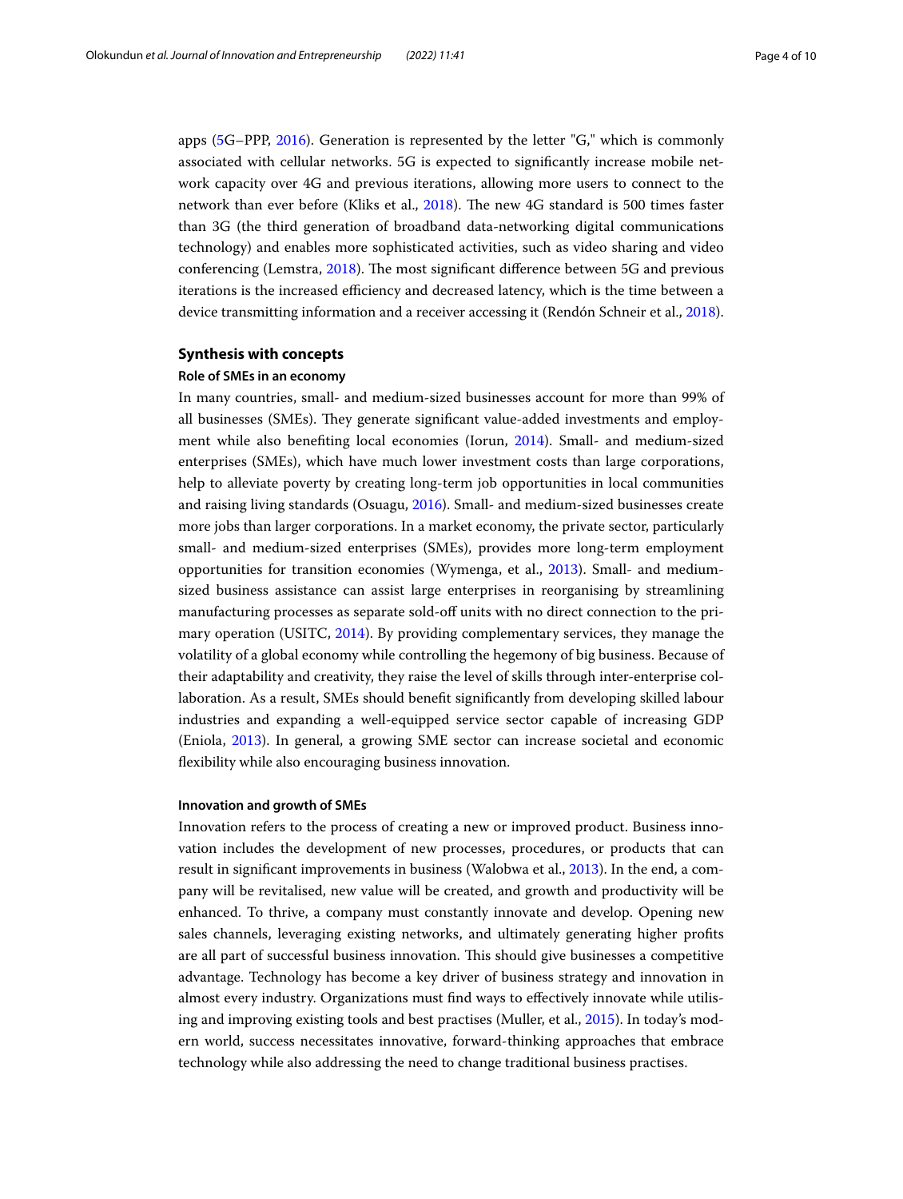apps (5G–PPP, 2016). Generation is represented by the letter "G," which is commonly associated with cellular networks. 5G is expected to significantly increase mobile network capacity over 4G and previous iterations, allowing more users to connect to the network than ever before (Kliks et al., 2018). The new 4G standard is 500 times faster than 3G (the third generation of broadband data-networking digital communications technology) and enables more sophisticated activities, such as video sharing and video conferencing (Lemstra, 2018). The most significant difference between 5G and previous iterations is the increased efficiency and decreased latency, which is the time between a device transmitting information and a receiver accessing it (Rendón Schneir et al., 2018).

## Synthesis with concepts

### Role of SMEs in an economy

In many countries, small- and medium-sized businesses account for more than 99% of all businesses (SMEs). They generate significant value-added investments and employment while also benefiting local economies (Iorun, 2014). Small- and medium-sized enterprises (SMEs), which have much lower investment costs than large corporations, help to alleviate poverty by creating long-term job opportunities in local communities and raising living standards (Osuagu, 2016). Small- and medium-sized businesses create more jobs than larger corporations. In a market economy, the private sector, particularly small- and medium-sized enterprises (SMEs), provides more long-term employment opportunities for transition economies (Wymenga, et al., 2013). Small- and medium-sized business assistance can assist large enterprises in reorganising by streamlining manufacturing processes as separate sold-off units with no direct connection to the primary operation (USITC, 2014). By providing complementary services, they manage the volatility of a global economy while controlling the hegemony of big business. Because of their adaptability and creativity, they raise the level of skills through inter-enterprise collaboration. As a result, SMEs should benefit significantly from developing skilled labour industries and expanding a well-equipped service sector capable of increasing GDP (Eniola, 2013). In general, a growing SME sector can increase societal and economic flexibility while also encouraging business innovation.

### Innovation and growth of SMEs

Innovation refers to the process of creating a new or improved product. Business innovation includes the development of new processes, procedures, or products that can result in significant improvements in business (Walobwa et al., 2013). In the end, a company will be revitalised, new value will be created, and growth and productivity will be enhanced. To thrive, a company must constantly innovate and develop. Opening new sales channels, leveraging existing networks, and ultimately generating higher profits are all part of successful business innovation. This should give businesses a competitive advantage. Technology has become a key driver of business strategy and innovation in almost every industry. Organizations must find ways to effectively innovate while utilising and improving existing tools and best practises (Muller, et al., 2015). In today's modern world, success necessitates innovative, forward-thinking approaches that embrace technology while also addressing the need to change traditional business practises.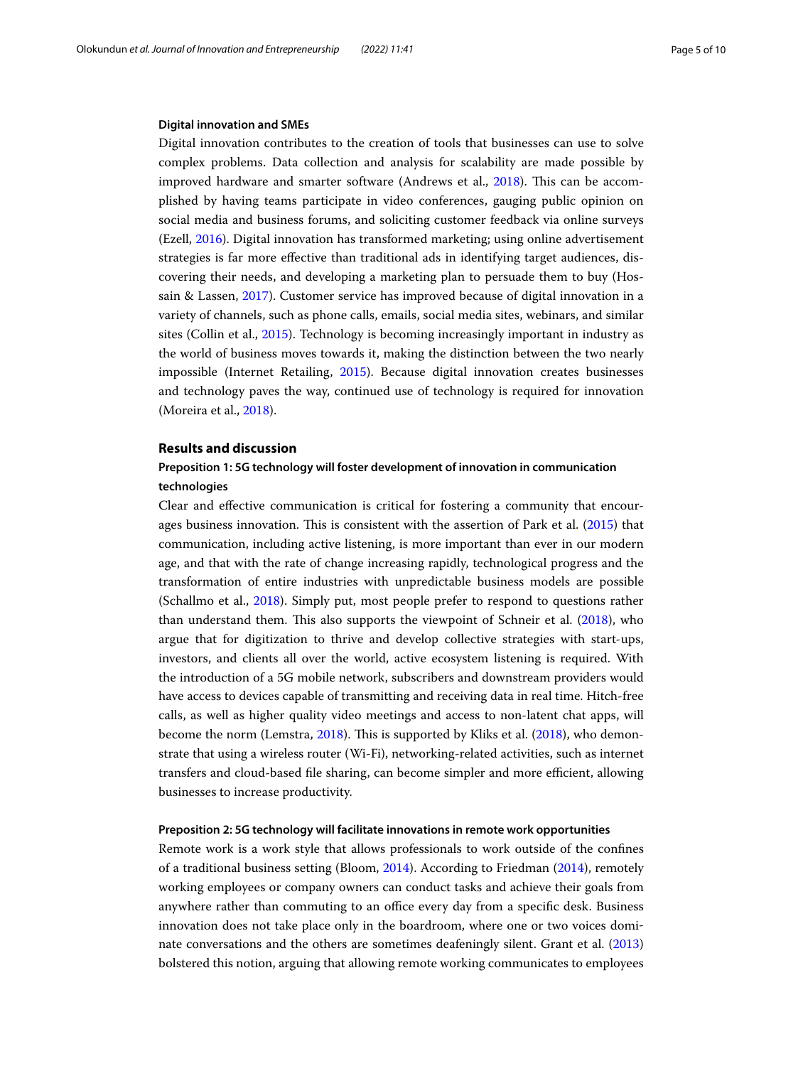### Digital innovation and SMEs

Digital innovation contributes to the creation of tools that businesses can use to solve complex problems. Data collection and analysis for scalability are made possible by improved hardware and smarter software (Andrews et al., 2018). This can be accomplished by having teams participate in video conferences, gauging public opinion on social media and business forums, and soliciting customer feedback via online surveys (Ezell, 2016). Digital innovation has transformed marketing; using online advertisement strategies is far more effective than traditional ads in identifying target audiences, discovering their needs, and developing a marketing plan to persuade them to buy (Hossain & Lassen, 2017). Customer service has improved because of digital innovation in a variety of channels, such as phone calls, emails, social media sites, webinars, and similar sites (Collin et al., 2015). Technology is becoming increasingly important in industry as the world of business moves towards it, making the distinction between the two nearly impossible (Internet Retailing, 2015). Because digital innovation creates businesses and technology paves the way, continued use of technology is required for innovation (Moreira et al., 2018).

## Results and discussion

### Preposition 1: 5G technology will foster development of innovation in communication technologies

Clear and effective communication is critical for fostering a community that encourages business innovation. This is consistent with the assertion of Park et al. (2015) that communication, including active listening, is more important than ever in our modern age, and that with the rate of change increasing rapidly, technological progress and the transformation of entire industries with unpredictable business models are possible (Schallmo et al., 2018). Simply put, most people prefer to respond to questions rather than understand them. This also supports the viewpoint of Schneir et al. (2018), who argue that for digitization to thrive and develop collective strategies with start-ups, investors, and clients all over the world, active ecosystem listening is required. With the introduction of a 5G mobile network, subscribers and downstream providers would have access to devices capable of transmitting and receiving data in real time. Hitch-free calls, as well as higher quality video meetings and access to non-latent chat apps, will become the norm (Lemstra, 2018). This is supported by Kliks et al. (2018), who demonstrate that using a wireless router (Wi-Fi), networking-related activities, such as internet transfers and cloud-based file sharing, can become simpler and more efficient, allowing businesses to increase productivity.

### Preposition 2: 5G technology will facilitate innovations in remote work opportunities

Remote work is a work style that allows professionals to work outside of the confines of a traditional business setting (Bloom, 2014). According to Friedman (2014), remotely working employees or company owners can conduct tasks and achieve their goals from anywhere rather than commuting to an office every day from a specific desk. Business innovation does not take place only in the boardroom, where one or two voices dominate conversations and the others are sometimes deafeningly silent. Grant et al. (2013) bolstered this notion, arguing that allowing remote working communicates to employees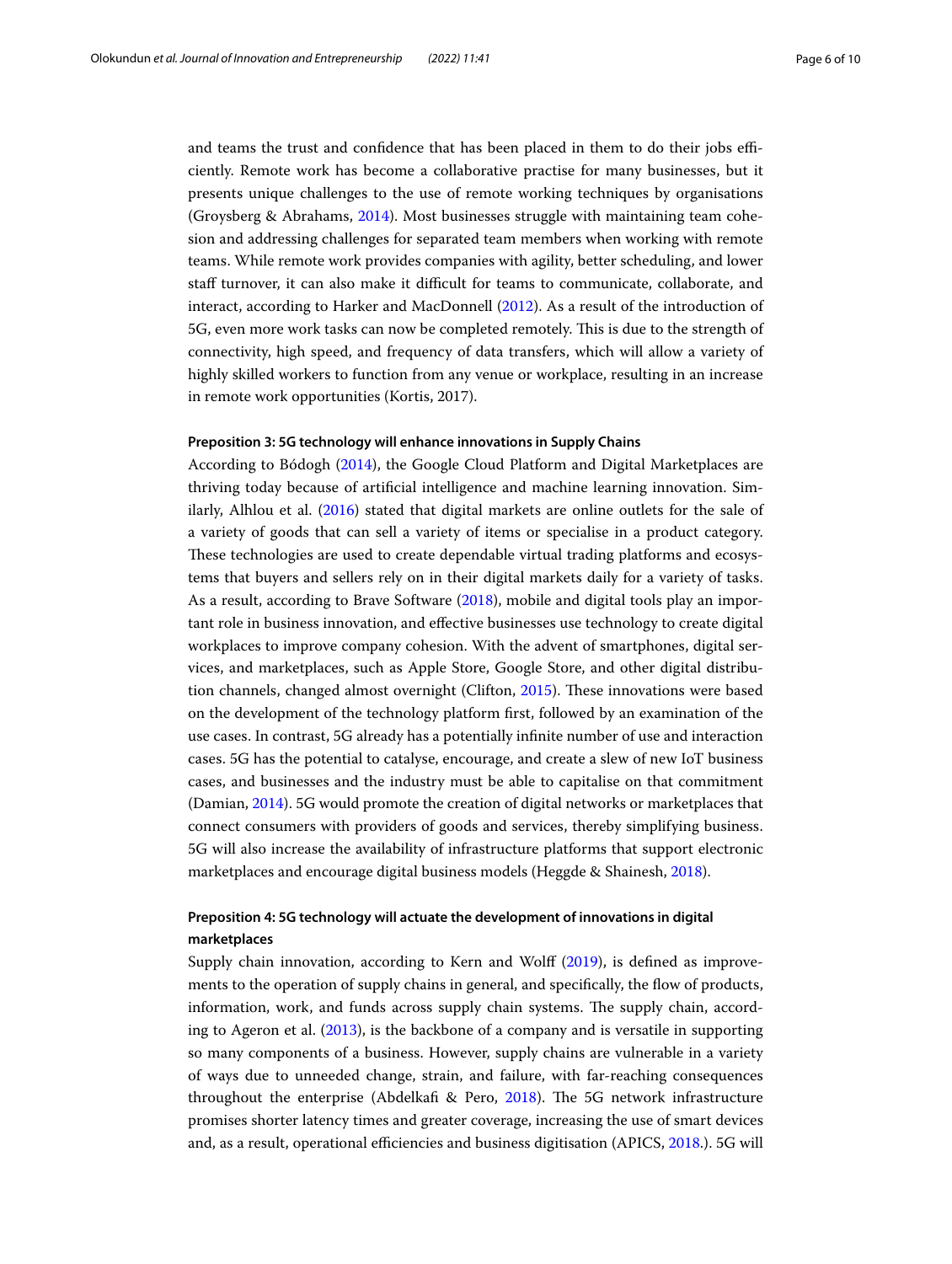and teams the trust and confidence that has been placed in them to do their jobs efficiently. Remote work has become a collaborative practise for many businesses, but it presents unique challenges to the use of remote working techniques by organisations (Groysberg & Abrahams, 2014). Most businesses struggle with maintaining team cohesion and addressing challenges for separated team members when working with remote teams. While remote work provides companies with agility, better scheduling, and lower staff turnover, it can also make it difficult for teams to communicate, collaborate, and interact, according to Harker and MacDonnell (2012). As a result of the introduction of 5G, even more work tasks can now be completed remotely. This is due to the strength of connectivity, high speed, and frequency of data transfers, which will allow a variety of highly skilled workers to function from any venue or workplace, resulting in an increase in remote work opportunities (Kortis, 2017).

#### Preposition 3: 5G technology will enhance innovations in Supply Chains

According to Bódogh (2014), the Google Cloud Platform and Digital Marketplaces are thriving today because of artificial intelligence and machine learning innovation. Similarly, Alhlou et al. (2016) stated that digital markets are online outlets for the sale of a variety of goods that can sell a variety of items or specialise in a product category. These technologies are used to create dependable virtual trading platforms and ecosystems that buyers and sellers rely on in their digital markets daily for a variety of tasks. As a result, according to Brave Software (2018), mobile and digital tools play an important role in business innovation, and effective businesses use technology to create digital workplaces to improve company cohesion. With the advent of smartphones, digital services, and marketplaces, such as Apple Store, Google Store, and other digital distribution channels, changed almost overnight (Clifton, 2015). These innovations were based on the development of the technology platform first, followed by an examination of the use cases. In contrast, 5G already has a potentially infinite number of use and interaction cases. 5G has the potential to catalyse, encourage, and create a slew of new IoT business cases, and businesses and the industry must be able to capitalise on that commitment (Damian, 2014). 5G would promote the creation of digital networks or marketplaces that connect consumers with providers of goods and services, thereby simplifying business. 5G will also increase the availability of infrastructure platforms that support electronic marketplaces and encourage digital business models (Heggde & Shainesh, 2018).

#### Preposition 4: 5G technology will actuate the development of innovations in digital marketplaces

Supply chain innovation, according to Kern and Wolff (2019), is defined as improvements to the operation of supply chains in general, and specifically, the flow of products, information, work, and funds across supply chain systems. The supply chain, according to Ageron et al. (2013), is the backbone of a company and is versatile in supporting so many components of a business. However, supply chains are vulnerable in a variety of ways due to unneeded change, strain, and failure, with far-reaching consequences throughout the enterprise (Abdelkafi & Pero, 2018). The 5G network infrastructure promises shorter latency times and greater coverage, increasing the use of smart devices and, as a result, operational efficiencies and business digitisation (APICS, 2018.). 5G will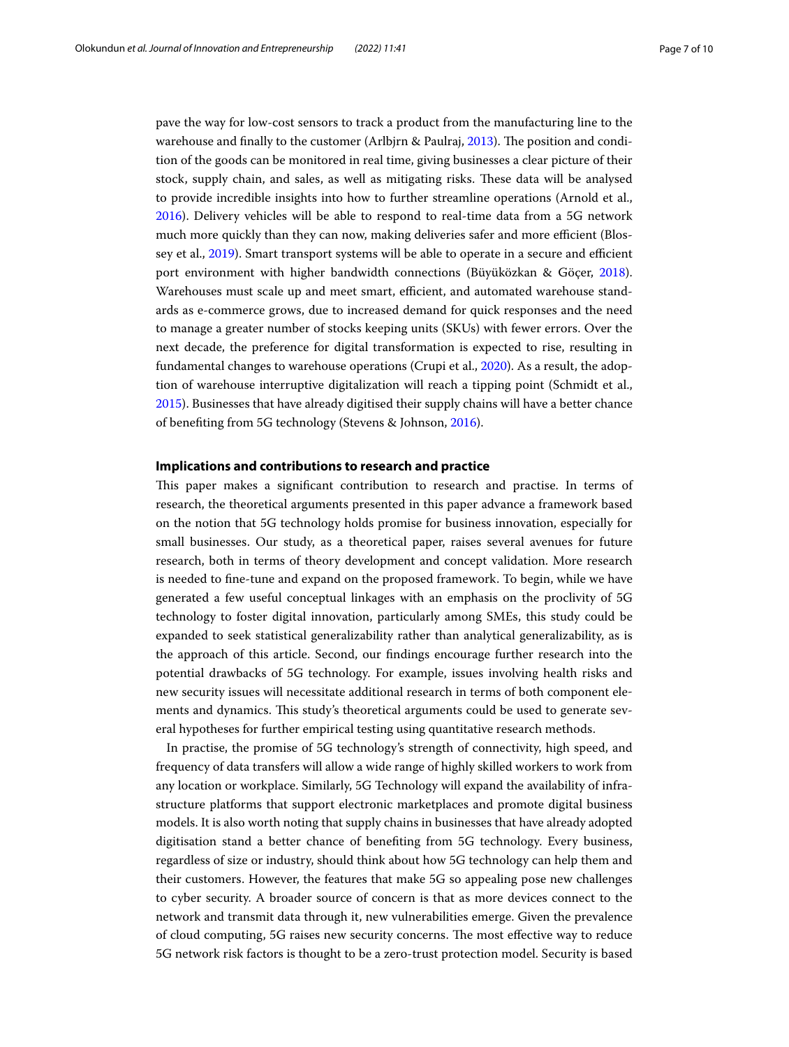pave the way for low-cost sensors to track a product from the manufacturing line to the warehouse and finally to the customer (Arlbjrn & Paulraj, 2013). The position and condition of the goods can be monitored in real time, giving businesses a clear picture of their stock, supply chain, and sales, as well as mitigating risks. These data will be analysed to provide incredible insights into how to further streamline operations (Arnold et al., 2016). Delivery vehicles will be able to respond to real-time data from a 5G network much more quickly than they can now, making deliveries safer and more efficient (Blossey et al., 2019). Smart transport systems will be able to operate in a secure and efficient port environment with higher bandwidth connections (Büyüközkan & Göçer, 2018). Warehouses must scale up and meet smart, efficient, and automated warehouse standards as e-commerce grows, due to increased demand for quick responses and the need to manage a greater number of stocks keeping units (SKUs) with fewer errors. Over the next decade, the preference for digital transformation is expected to rise, resulting in fundamental changes to warehouse operations (Crupi et al., 2020). As a result, the adoption of warehouse interruptive digitalization will reach a tipping point (Schmidt et al., 2015). Businesses that have already digitised their supply chains will have a better chance of benefiting from 5G technology (Stevens & Johnson, 2016).

## Implications and contributions to research and practice

This paper makes a significant contribution to research and practise. In terms of research, the theoretical arguments presented in this paper advance a framework based on the notion that 5G technology holds promise for business innovation, especially for small businesses. Our study, as a theoretical paper, raises several avenues for future research, both in terms of theory development and concept validation. More research is needed to fine-tune and expand on the proposed framework. To begin, while we have generated a few useful conceptual linkages with an emphasis on the proclivity of 5G technology to foster digital innovation, particularly among SMEs, this study could be expanded to seek statistical generalizability rather than analytical generalizability, as is the approach of this article. Second, our findings encourage further research into the potential drawbacks of 5G technology. For example, issues involving health risks and new security issues will necessitate additional research in terms of both component elements and dynamics. This study's theoretical arguments could be used to generate several hypotheses for further empirical testing using quantitative research methods.

In practise, the promise of 5G technology's strength of connectivity, high speed, and frequency of data transfers will allow a wide range of highly skilled workers to work from any location or workplace. Similarly, 5G Technology will expand the availability of infrastructure platforms that support electronic marketplaces and promote digital business models. It is also worth noting that supply chains in businesses that have already adopted digitisation stand a better chance of benefiting from 5G technology. Every business, regardless of size or industry, should think about how 5G technology can help them and their customers. However, the features that make 5G so appealing pose new challenges to cyber security. A broader source of concern is that as more devices connect to the network and transmit data through it, new vulnerabilities emerge. Given the prevalence of cloud computing, 5G raises new security concerns. The most effective way to reduce 5G network risk factors is thought to be a zero-trust protection model. Security is based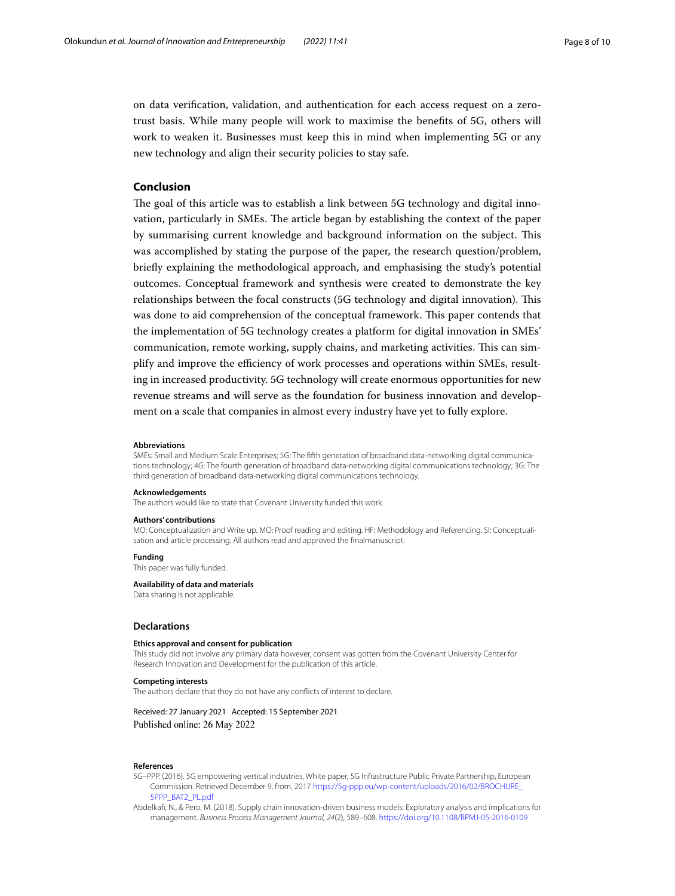on data verification, validation, and authentication for each access request on a zero-trust basis. While many people will work to maximise the benefits of 5G, others will work to weaken it. Businesses must keep this in mind when implementing 5G or any new technology and align their security policies to stay safe.

## Conclusion

The goal of this article was to establish a link between 5G technology and digital innovation, particularly in SMEs. The article began by establishing the context of the paper by summarising current knowledge and background information on the subject. This was accomplished by stating the purpose of the paper, the research question/problem, briefly explaining the methodological approach, and emphasising the study's potential outcomes. Conceptual framework and synthesis were created to demonstrate the key relationships between the focal constructs (5G technology and digital innovation). This was done to aid comprehension of the conceptual framework. This paper contends that the implementation of 5G technology creates a platform for digital innovation in SMEs' communication, remote working, supply chains, and marketing activities. This can simplify and improve the efficiency of work processes and operations within SMEs, resulting in increased productivity. 5G technology will create enormous opportunities for new revenue streams and will serve as the foundation for business innovation and development on a scale that companies in almost every industry have yet to fully explore.

**Abbreviations**

SMEs: Small and Medium Scale Enterprises; 5G: The fifth generation of broadband data-networking digital communications technology; 4G: The fourth generation of broadband data-networking digital communications technology; 3G: The third generation of broadband data-networking digital communications technology.

**Acknowledgements**

The authors would like to state that Covenant University funded this work.

**Authors' contributions**

MO: Conceptualization and Write up. MO: Proof reading and editing. HF: Methodology and Referencing. SI: Conceptualisation and article processing. All authors read and approved the finalmanuscript.

**Funding**

This paper was fully funded.

**Availability of data and materials**

Data sharing is not applicable.

## Declarations

**Ethics approval and consent for publication**

This study did not involve any primary data however, consent was gotten from the Covenant University Center for Research Innovation and Development for the publication of this article.

**Competing interests**

The authors declare that they do not have any conflicts of interest to declare.

Received: 27 January 2021 Accepted: 15 September 2021
Published online: 26 May 2022

**References**

5G–PPP. (2016). 5G empowering vertical industries, White paper, 5G Infrastructure Public Private Partnership, European Commission. Retrieved December 9, from, 2017 https://5g-ppp.eu/wp-content/uploads/2016/02/BROCHURE_5PPP_BAT2_PL.pdf

Abdelkafi, N., & Pero, M. (2018). Supply chain innovation-driven business models: Exploratory analysis and implications for management. *Business Process Management Journal, 24*(2), 589–608. https://doi.org/10.1108/BPMJ-05-2016-0109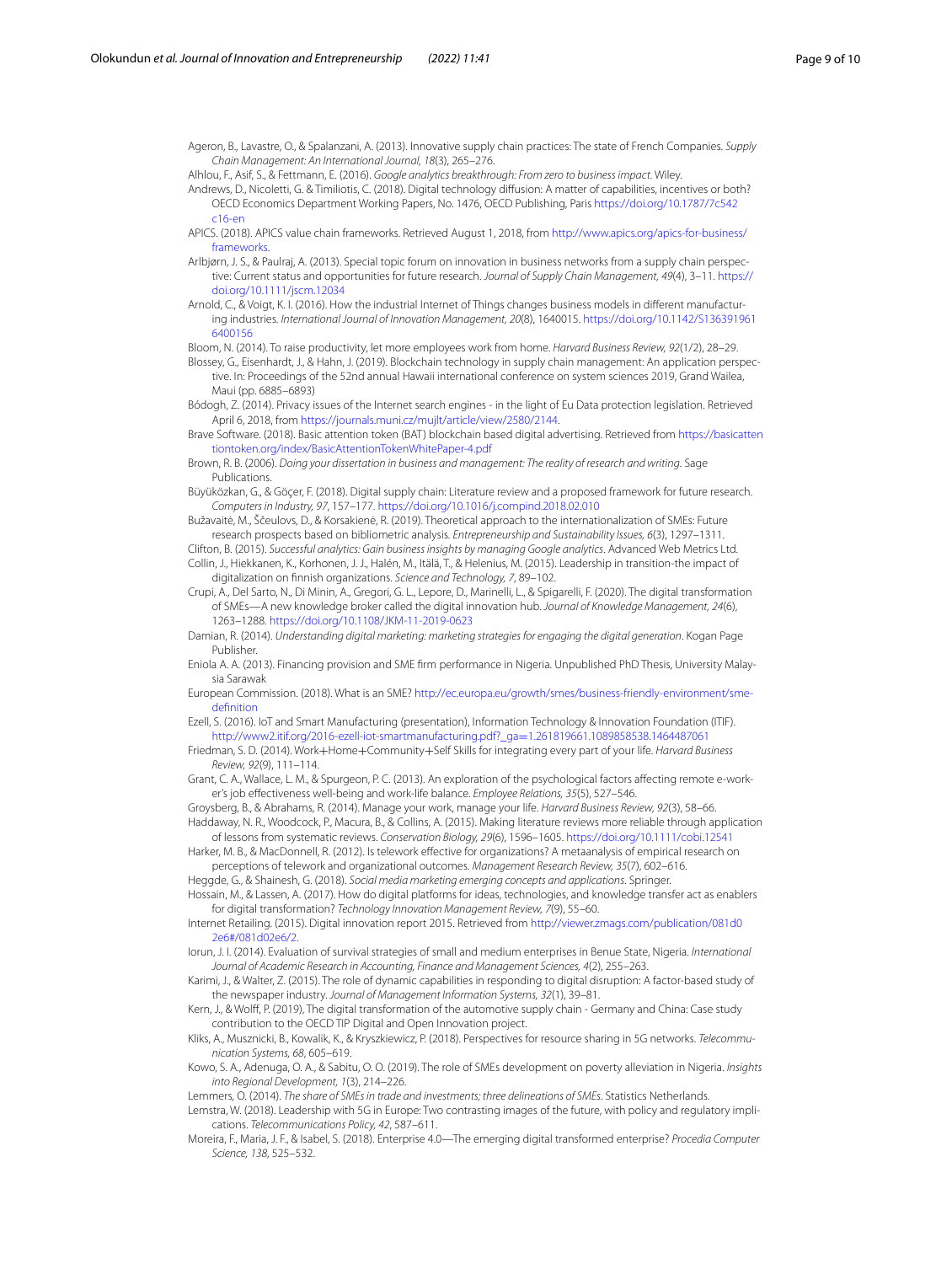Ageron, B., Lavastre, O., & Spalanzani, A. (2013). Innovative supply chain practices: The state of French Companies. *Supply Chain Management: An International Journal, 18*(3), 265–276.

Alhlou, F., Asif, S., & Fettmann, E. (2016). *Google analytics breakthrough: From zero to business impact*. Wiley.

Andrews, D., Nicoletti, G. & Timiliotis, C. (2018). Digital technology diffusion: A matter of capabilities, incentives or both? OECD Economics Department Working Papers, No. 1476, OECD Publishing, Paris https://doi.org/10.1787/7c542c16-en

APICS. (2018). APICS value chain frameworks. Retrieved August 1, 2018, from http://www.apics.org/apics-for-business/frameworks.

Arlbjørn, J. S., & Paulraj, A. (2013). Special topic forum on innovation in business networks from a supply chain perspective: Current status and opportunities for future research. *Journal of Supply Chain Management, 49*(4), 3–11. https://doi.org/10.1111/jscm.12034

Arnold, C., & Voigt, K. I. (2016). How the industrial Internet of Things changes business models in different manufacturing industries. *International Journal of Innovation Management, 20*(8), 1640015. https://doi.org/10.1142/S1363919616400156

Bloom, N. (2014). To raise productivity, let more employees work from home. *Harvard Business Review, 92*(1/2), 28–29.

Blossey, G., Eisenhardt, J., & Hahn, J. (2019). Blockchain technology in supply chain management: An application perspective. In: Proceedings of the 52nd annual Hawaii international conference on system sciences 2019, Grand Wailea, Maui (pp. 6885–6893)

Bódogh, Z. (2014). Privacy issues of the Internet search engines - in the light of Eu Data protection legislation. Retrieved April 6, 2018, from https://journals.muni.cz/mujlt/article/view/2580/2144.

Brave Software. (2018). Basic attention token (BAT) blockchain based digital advertising. Retrieved from https://basicattentiontoken.org/index/BasicAttentionTokenWhitePaper-4.pdf

Brown, R. B. (2006). *Doing your dissertation in business and management: The reality of research and writing*. Sage Publications.

Büyüközkan, G., & Göçer, F. (2018). Digital supply chain: Literature review and a proposed framework for future research. *Computers in Industry, 97*, 157–177. https://doi.org/10.1016/j.compind.2018.02.010

Bužavaitė, M., Ščeulovs, D., & Korsakienė, R. (2019). Theoretical approach to the internationalization of SMEs: Future research prospects based on bibliometric analysis. *Entrepreneurship and Sustainability Issues, 6*(3), 1297–1311.

Clifton, B. (2015). *Successful analytics: Gain business insights by managing Google analytics*. Advanced Web Metrics Ltd.

Collin, J., Hiekkanen, K., Korhonen, J. J., Halén, M., Itälä, T., & Helenius, M. (2015). Leadership in transition-the impact of digitalization on finnish organizations. *Science and Technology, 7*, 89–102.

Crupi, A., Del Sarto, N., Di Minin, A., Gregori, G. L., Lepore, D., Marinelli, L., & Spigarelli, F. (2020). The digital transformation of SMEs—A new knowledge broker called the digital innovation hub. *Journal of Knowledge Management, 24*(6), 1263–1288. https://doi.org/10.1108/JKM-11-2019-0623

Damian, R. (2014). *Understanding digital marketing: marketing strategies for engaging the digital generation*. Kogan Page Publisher.

Eniola A. A. (2013). Financing provision and SME firm performance in Nigeria. Unpublished PhD Thesis, University Malaysia Sarawak

European Commission. (2018). What is an SME? http://ec.europa.eu/growth/smes/business-friendly-environment/sme-definition

Ezell, S. (2016). IoT and Smart Manufacturing (presentation), Information Technology & Innovation Foundation (ITIF). http://www2.itif.org/2016-ezell-iot-smartmanufacturing.pdf?_ga=1.261819661.1089858538.1464487061

Friedman, S. D. (2014). Work+Home+Community+Self Skills for integrating every part of your life. *Harvard Business Review, 92*(9), 111–114.

Grant, C. A., Wallace, L. M., & Spurgeon, P. C. (2013). An exploration of the psychological factors affecting remote e-worker's job effectiveness well-being and work-life balance. *Employee Relations, 35*(5), 527–546.

Groysberg, B., & Abrahams, R. (2014). Manage your work, manage your life. *Harvard Business Review, 92*(3), 58–66.

Haddaway, N. R., Woodcock, P., Macura, B., & Collins, A. (2015). Making literature reviews more reliable through application of lessons from systematic reviews. *Conservation Biology, 29*(6), 1596–1605. https://doi.org/10.1111/cobi.12541

Harker, M. B., & MacDonnell, R. (2012). Is telework effective for organizations? A metaanalysis of empirical research on perceptions of telework and organizational outcomes. *Management Research Review, 35*(7), 602–616.

Heggde, G., & Shainesh, G. (2018). *Social media marketing emerging concepts and applications*. Springer.

Hossain, M., & Lassen, A. (2017). How do digital platforms for ideas, technologies, and knowledge transfer act as enablers for digital transformation? *Technology Innovation Management Review, 7*(9), 55–60.

Internet Retailing. (2015). Digital innovation report 2015. Retrieved from http://viewer.zmags.com/publication/081d02e6#/081d02e6/2.

Iorun, J. I. (2014). Evaluation of survival strategies of small and medium enterprises in Benue State, Nigeria. *International Journal of Academic Research in Accounting, Finance and Management Sciences, 4*(2), 255–263.

Karimi, J., & Walter, Z. (2015). The role of dynamic capabilities in responding to digital disruption: A factor-based study of the newspaper industry. *Journal of Management Information Systems, 32*(1), 39–81.

Kern, J., & Wolff, P. (2019), The digital transformation of the automotive supply chain - Germany and China: Case study contribution to the OECD TIP Digital and Open Innovation project.

Kliks, A., Musznicki, B., Kowalik, K., & Kryszkiewicz, P. (2018). Perspectives for resource sharing in 5G networks. *Telecommunication Systems, 68*, 605–619.

Kowo, S. A., Adenuga, O. A., & Sabitu, O. O. (2019). The role of SMEs development on poverty alleviation in Nigeria. *Insights into Regional Development, 1*(3), 214–226.

Lemmers, O. (2014). *The share of SMEs in trade and investments; three delineations of SMEs*. Statistics Netherlands.

Lemstra, W. (2018). Leadership with 5G in Europe: Two contrasting images of the future, with policy and regulatory implications. *Telecommunications Policy, 42*, 587–611.

Moreira, F., Maria, J. F., & Isabel, S. (2018). Enterprise 4.0—The emerging digital transformed enterprise? *Procedia Computer Science, 138*, 525–532.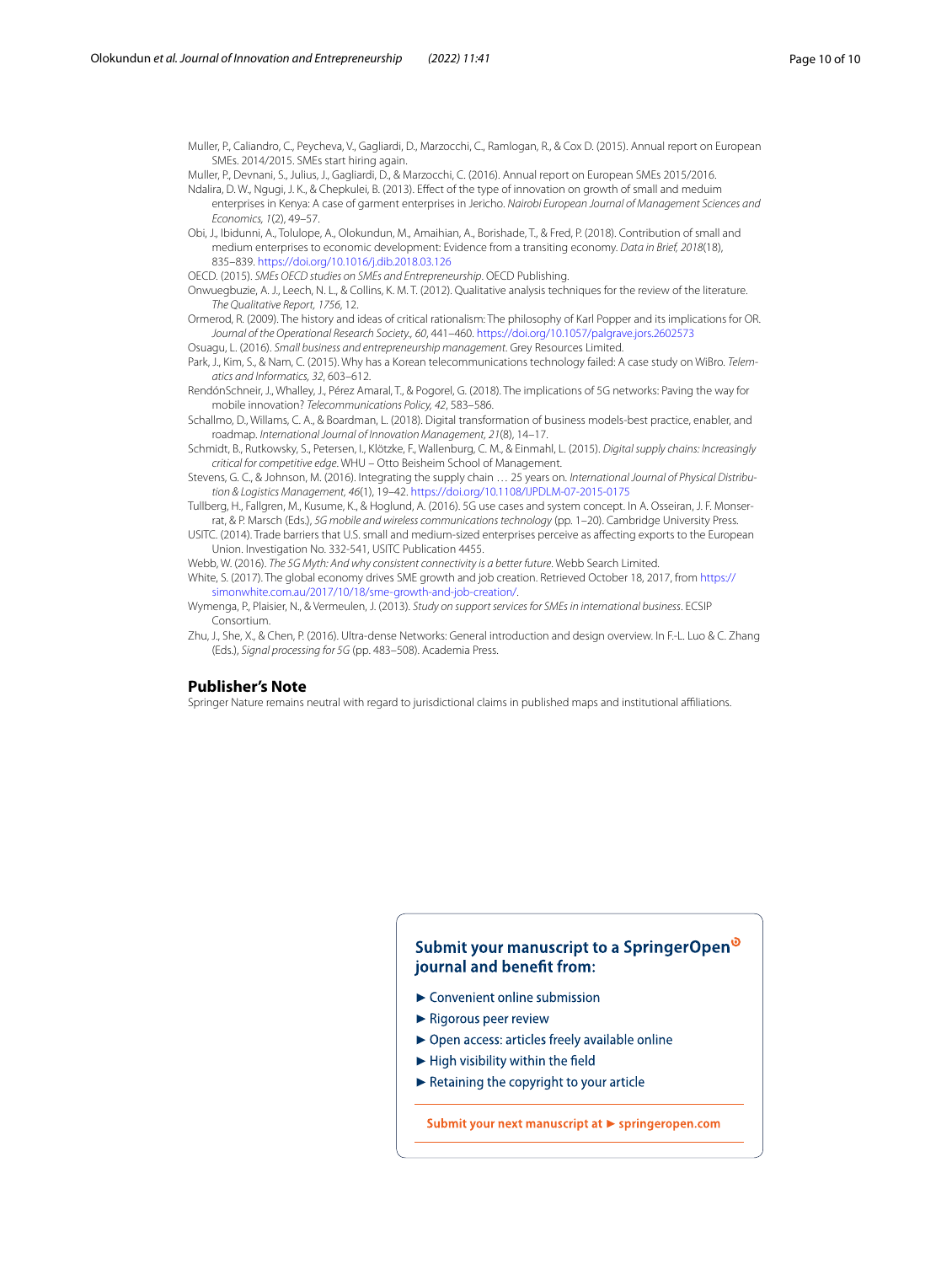Muller, P., Caliandro, C., Peycheva, V., Gagliardi, D., Marzocchi, C., Ramlogan, R., & Cox D. (2015). Annual report on European SMEs. 2014/2015. SMEs start hiring again.

Muller, P., Devnani, S., Julius, J., Gagliardi, D., & Marzocchi, C. (2016). Annual report on European SMEs 2015/2016.

Ndalira, D. W., Ngugi, J. K., & Chepkulei, B. (2013). Effect of the type of innovation on growth of small and meduim enterprises in Kenya: A case of garment enterprises in Jericho. *Nairobi European Journal of Management Sciences and Economics, 1*(2), 49–57.

Obi, J., Ibidunni, A., Tolulope, A., Olokundun, M., Amaihian, A., Borishade, T., & Fred, P. (2018). Contribution of small and medium enterprises to economic development: Evidence from a transiting economy. *Data in Brief, 2018*(18), 835–839. https://doi.org/10.1016/j.dib.2018.03.126

OECD. (2015). *SMEs OECD studies on SMEs and Entrepreneurship*. OECD Publishing.

Onwuegbuzie, A. J., Leech, N. L., & Collins, K. M. T. (2012). Qualitative analysis techniques for the review of the literature. *The Qualitative Report, 1756*, 12.

Ormerod, R. (2009). The history and ideas of critical rationalism: The philosophy of Karl Popper and its implications for OR. *Journal of the Operational Research Society., 60*, 441–460. https://doi.org/10.1057/palgrave.jors.2602573

Osuagu, L. (2016). *Small business and entrepreneurship management*. Grey Resources Limited.

Park, J., Kim, S., & Nam, C. (2015). Why has a Korean telecommunications technology failed: A case study on WiBro. *Telematics and Informatics, 32*, 603–612.

RendónSchneir, J., Whalley, J., Pérez Amaral, T., & Pogorel, G. (2018). The implications of 5G networks: Paving the way for mobile innovation? *Telecommunications Policy, 42*, 583–586.

Schallmo, D., Willams, C. A., & Boardman, L. (2018). Digital transformation of business models-best practice, enabler, and roadmap. *International Journal of Innovation Management, 21*(8), 14–17.

Schmidt, B., Rutkowsky, S., Petersen, I., Klötzke, F., Wallenburg, C. M., & Einmahl, L. (2015). *Digital supply chains: Increasingly critical for competitive edge*. WHU – Otto Beisheim School of Management.

Stevens, G. C., & Johnson, M. (2016). Integrating the supply chain … 25 years on. *International Journal of Physical Distribution & Logistics Management, 46*(1), 19–42. https://doi.org/10.1108/IJPDLM-07-2015-0175

Tullberg, H., Fallgren, M., Kusume, K., & Hoglund, A. (2016). 5G use cases and system concept. In A. Osseiran, J. F. Monserrat, & P. Marsch (Eds.), *5G mobile and wireless communications technology* (pp. 1–20). Cambridge University Press.

USITC. (2014). Trade barriers that U.S. small and medium-sized enterprises perceive as affecting exports to the European Union. Investigation No. 332-541, USITC Publication 4455.

Webb, W. (2016). *The 5G Myth: And why consistent connectivity is a better future*. Webb Search Limited.

White, S. (2017). The global economy drives SME growth and job creation. Retrieved October 18, 2017, from https://simonwhite.com.au/2017/10/18/sme-growth-and-job-creation/.

Wymenga, P., Plaisier, N., & Vermeulen, J. (2013). *Study on support services for SMEs in international business*. ECSIP Consortium.

Zhu, J., She, X., & Chen, P. (2016). Ultra-dense Networks: General introduction and design overview. In F.-L. Luo & C. Zhang (Eds.), *Signal processing for 5G* (pp. 483–508). Academia Press.

## Publisher's Note

Springer Nature remains neutral with regard to jurisdictional claims in published maps and institutional affiliations.

**Submit your manuscript to a SpringerOpen journal and benefit from:**

- ► Convenient online submission
- ► Rigorous peer review
- ► Open access: articles freely available online
- ► High visibility within the field
- ► Retaining the copyright to your article

**Submit your next manuscript at ► springeropen.com**